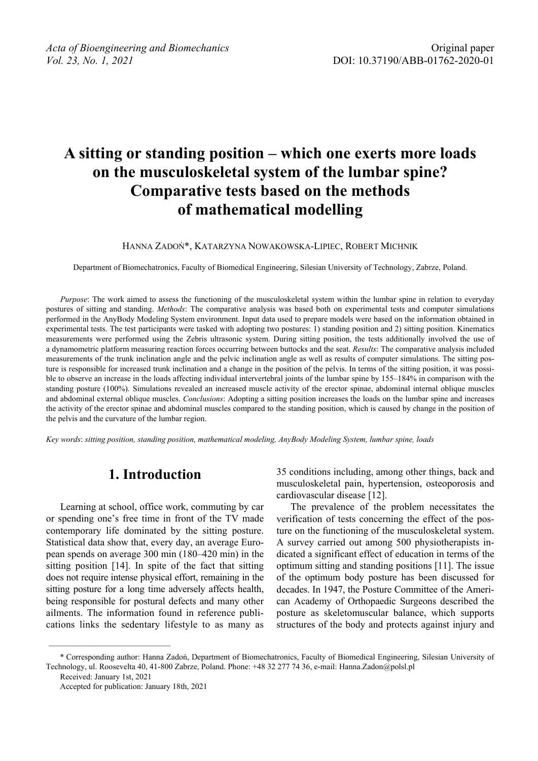# A sitting or standing position – which one exerts more loads on the musculoskeletal system of the lumbar spine? Comparative tests based on the methods of mathematical modelling

HANNA ZADOŃ*, KATARZYNA NOWAKOWSKA-LIPIEC, ROBERT MICHNIK

Department of Biomechatronics, Faculty of Biomedical Engineering, Silesian University of Technology, Zabrze, Poland.

*Purpose*: The work aimed to assess the functioning of the musculoskeletal system within the lumbar spine in relation to everyday postures of sitting and standing. *Methods*: The comparative analysis was based both on experimental tests and computer simulations performed in the AnyBody Modeling System environment. Input data used to prepare models were based on the information obtained in experimental tests. The test participants were tasked with adopting two postures: 1) standing position and 2) sitting position. Kinematics measurements were performed using the Zebris ultrasonic system. During sitting position, the tests additionally involved the use of a dynamometric platform measuring reaction forces occurring between buttocks and the seat. *Results*: The comparative analysis included measurements of the trunk inclination angle and the pelvic inclination angle as well as results of computer simulations. The sitting posture is responsible for increased trunk inclination and a change in the position of the pelvis. In terms of the sitting position, it was possible to observe an increase in the loads affecting individual intervertebral joints of the lumbar spine by 155–184% in comparison with the standing posture (100%). Simulations revealed an increased muscle activity of the erector spinae, abdominal internal oblique muscles and abdominal external oblique muscles. *Conclusions*: Adopting a sitting position increases the loads on the lumbar spine and increases the activity of the erector spinae and abdominal muscles compared to the standing position, which is caused by change in the position of the pelvis and the curvature of the lumbar region.

*Key words*: *sitting position, standing position, mathematical modeling, AnyBody Modeling System, lumbar spine, loads*

## 1. Introduction

Learning at school, office work, commuting by car or spending one's free time in front of the TV made contemporary life dominated by the sitting posture. Statistical data show that, every day, an average European spends on average 300 min (180–420 min) in the sitting position [14]. In spite of the fact that sitting does not require intense physical effort, remaining in the sitting posture for a long time adversely affects health, being responsible for postural defects and many other ailments. The information found in reference publications links the sedentary lifestyle to as many as 35 conditions including, among other things, back and musculoskeletal pain, hypertension, osteoporosis and cardiovascular disease [12].

The prevalence of the problem necessitates the verification of tests concerning the effect of the posture on the functioning of the musculoskeletal system. A survey carried out among 500 physiotherapists indicated a significant effect of education in terms of the optimum sitting and standing positions [11]. The issue of the optimum body posture has been discussed for decades. In 1947, the Posture Committee of the American Academy of Orthopaedic Surgeons described the posture as skeletomuscular balance, which supports structures of the body and protects against injury and

---

\* Corresponding author: Hanna Zadoń, Department of Biomechatronics, Faculty of Biomedical Engineering, Silesian University of Technology, ul. Roosevelta 40, 41-800 Zabrze, Poland. Phone: +48 32 277 74 36, e-mail: Hanna.Zadon@polsl.pl

Received: January 1st, 2021

Accepted for publication: January 18th, 2021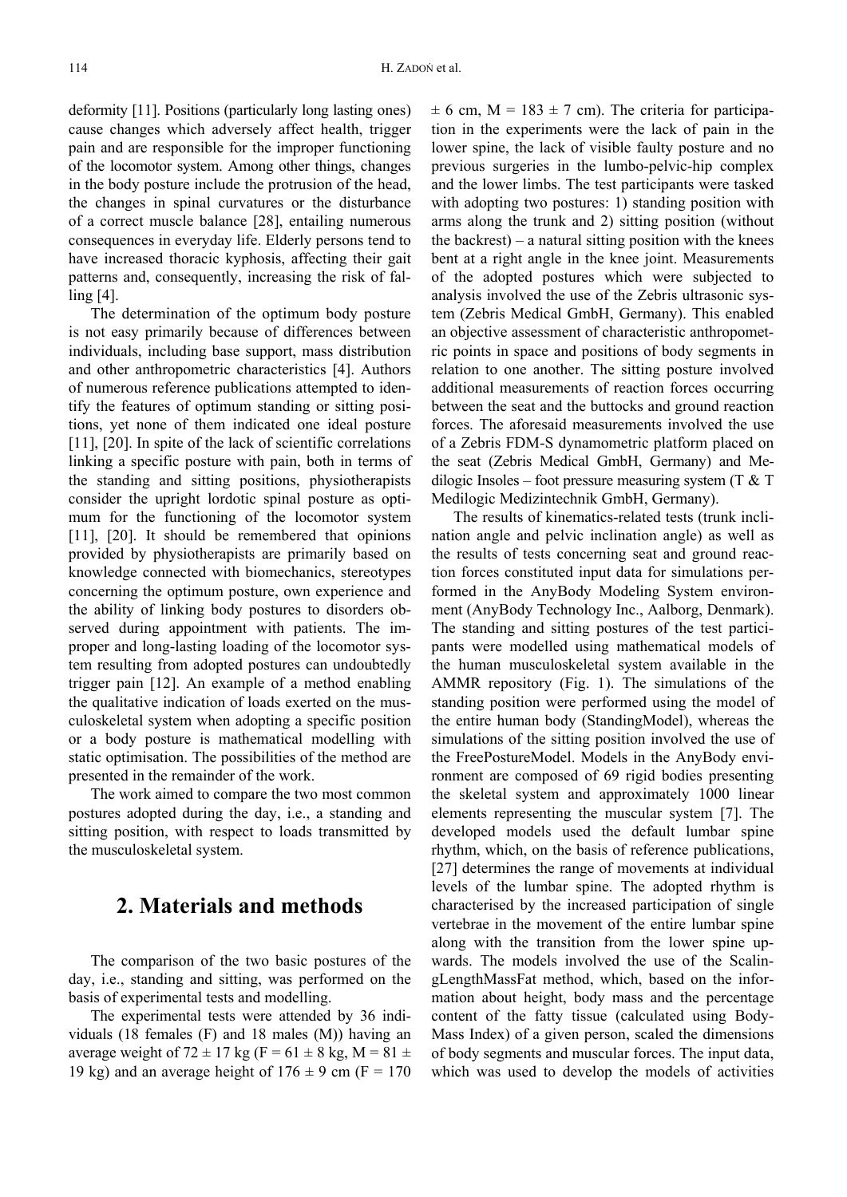deformity [11]. Positions (particularly long lasting ones) cause changes which adversely affect health, trigger pain and are responsible for the improper functioning of the locomotor system. Among other things, changes in the body posture include the protrusion of the head, the changes in spinal curvatures or the disturbance of a correct muscle balance [28], entailing numerous consequences in everyday life. Elderly persons tend to have increased thoracic kyphosis, affecting their gait patterns and, consequently, increasing the risk of falling [4].

The determination of the optimum body posture is not easy primarily because of differences between individuals, including base support, mass distribution and other anthropometric characteristics [4]. Authors of numerous reference publications attempted to identify the features of optimum standing or sitting positions, yet none of them indicated one ideal posture [11], [20]. In spite of the lack of scientific correlations linking a specific posture with pain, both in terms of the standing and sitting positions, physiotherapists consider the upright lordotic spinal posture as optimum for the functioning of the locomotor system [11], [20]. It should be remembered that opinions provided by physiotherapists are primarily based on knowledge connected with biomechanics, stereotypes concerning the optimum posture, own experience and the ability of linking body postures to disorders observed during appointment with patients. The improper and long-lasting loading of the locomotor system resulting from adopted postures can undoubtedly trigger pain [12]. An example of a method enabling the qualitative indication of loads exerted on the musculoskeletal system when adopting a specific position or a body posture is mathematical modelling with static optimisation. The possibilities of the method are presented in the remainder of the work.

The work aimed to compare the two most common postures adopted during the day, i.e., a standing and sitting position, with respect to loads transmitted by the musculoskeletal system.

## 2. Materials and methods

The comparison of the two basic postures of the day, i.e., standing and sitting, was performed on the basis of experimental tests and modelling.

The experimental tests were attended by 36 individuals (18 females (F) and 18 males (M)) having an average weight of 72 ± 17 kg (F = 61 ± 8 kg, M = 81 ± 19 kg) and an average height of 176 ± 9 cm (F = 170 ± 6 cm, M = 183 ± 7 cm). The criteria for participation in the experiments were the lack of pain in the lower spine, the lack of visible faulty posture and no previous surgeries in the lumbo-pelvic-hip complex and the lower limbs. The test participants were tasked with adopting two postures: 1) standing position with arms along the trunk and 2) sitting position (without the backrest) – a natural sitting position with the knees bent at a right angle in the knee joint. Measurements of the adopted postures which were subjected to analysis involved the use of the Zebris ultrasonic system (Zebris Medical GmbH, Germany). This enabled an objective assessment of characteristic anthropometric points in space and positions of body segments in relation to one another. The sitting posture involved additional measurements of reaction forces occurring between the seat and the buttocks and ground reaction forces. The aforesaid measurements involved the use of a Zebris FDM-S dynamometric platform placed on the seat (Zebris Medical GmbH, Germany) and Medilogic Insoles – foot pressure measuring system (T & T Medilogic Medizintechnik GmbH, Germany).

The results of kinematics-related tests (trunk inclination angle and pelvic inclination angle) as well as the results of tests concerning seat and ground reaction forces constituted input data for simulations performed in the AnyBody Modeling System environment (AnyBody Technology Inc., Aalborg, Denmark). The standing and sitting postures of the test participants were modelled using mathematical models of the human musculoskeletal system available in the AMMR repository (Fig. 1). The simulations of the standing position were performed using the model of the entire human body (StandingModel), whereas the simulations of the sitting position involved the use of the FreePostureModel. Models in the AnyBody environment are composed of 69 rigid bodies presenting the skeletal system and approximately 1000 linear elements representing the muscular system [7]. The developed models used the default lumbar spine rhythm, which, on the basis of reference publications, [27] determines the range of movements at individual levels of the lumbar spine. The adopted rhythm is characterised by the increased participation of single vertebrae in the movement of the entire lumbar spine along with the transition from the lower spine upwards. The models involved the use of the ScalingLengthMassFat method, which, based on the information about height, body mass and the percentage content of the fatty tissue (calculated using Body-Mass Index) of a given person, scaled the dimensions of body segments and muscular forces. The input data, which was used to develop the models of activities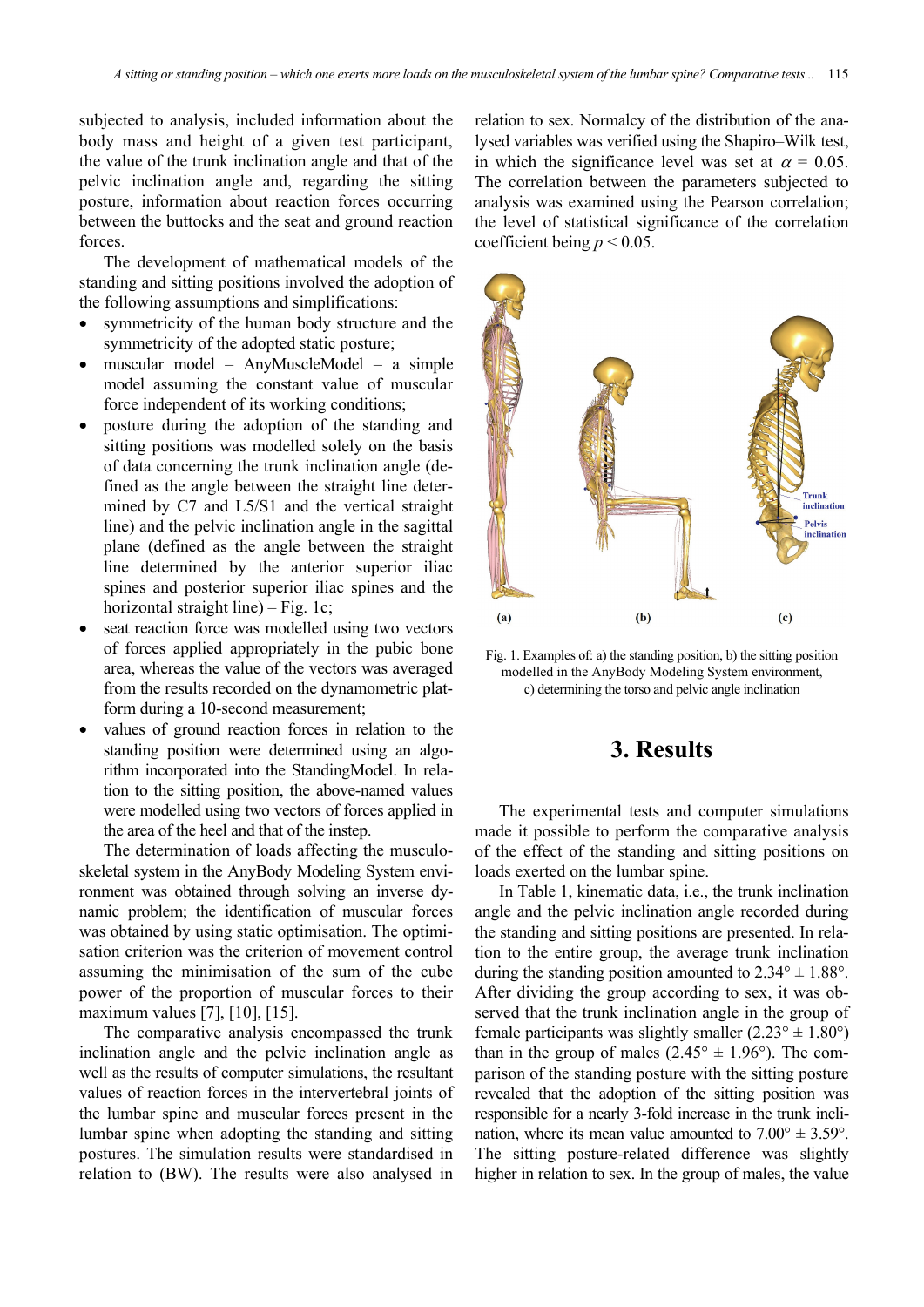subjected to analysis, included information about the body mass and height of a given test participant, the value of the trunk inclination angle and that of the pelvic inclination angle and, regarding the sitting posture, information about reaction forces occurring between the buttocks and the seat and ground reaction forces.

The development of mathematical models of the standing and sitting positions involved the adoption of the following assumptions and simplifications:

- symmetricity of the human body structure and the symmetricity of the adopted static posture;
- muscular model – AnyMuscleModel – a simple model assuming the constant value of muscular force independent of its working conditions;
- posture during the adoption of the standing and sitting positions was modelled solely on the basis of data concerning the trunk inclination angle (defined as the angle between the straight line determined by C7 and L5/S1 and the vertical straight line) and the pelvic inclination angle in the sagittal plane (defined as the angle between the straight line determined by the anterior superior iliac spines and posterior superior iliac spines and the horizontal straight line) – Fig. 1c;
- seat reaction force was modelled using two vectors of forces applied appropriately in the pubic bone area, whereas the value of the vectors was averaged from the results recorded on the dynamometric platform during a 10-second measurement;
- values of ground reaction forces in relation to the standing position were determined using an algorithm incorporated into the StandingModel. In relation to the sitting position, the above-named values were modelled using two vectors of forces applied in the area of the heel and that of the instep.

The determination of loads affecting the musculoskeletal system in the AnyBody Modeling System environment was obtained through solving an inverse dynamic problem; the identification of muscular forces was obtained by using static optimisation. The optimisation criterion was the criterion of movement control assuming the minimisation of the sum of the cube power of the proportion of muscular forces to their maximum values [7], [10], [15].

The comparative analysis encompassed the trunk inclination angle and the pelvic inclination angle as well as the results of computer simulations, the resultant values of reaction forces in the intervertebral joints of the lumbar spine and muscular forces present in the lumbar spine when adopting the standing and sitting postures. The simulation results were standardised in relation to (BW). The results were also analysed in relation to sex. Normalcy of the distribution of the analysed variables was verified using the Shapiro–Wilk test, in which the significance level was set at $\alpha = 0.05$. The correlation between the parameters subjected to analysis was examined using the Pearson correlation; the level of statistical significance of the correlation coefficient being $p < 0.05$.

Fig. 1. Examples of: a) the standing position, b) the sitting position modelled in the AnyBody Modeling System environment, c) determining the torso and pelvic angle inclination

## 3. Results

The experimental tests and computer simulations made it possible to perform the comparative analysis of the effect of the standing and sitting positions on loads exerted on the lumbar spine.

In Table 1, kinematic data, i.e., the trunk inclination angle and the pelvic inclination angle recorded during the standing and sitting positions are presented. In relation to the entire group, the average trunk inclination during the standing position amounted to 2.34° ± 1.88°. After dividing the group according to sex, it was observed that the trunk inclination angle in the group of female participants was slightly smaller (2.23° ± 1.80°) than in the group of males (2.45° ± 1.96°). The comparison of the standing posture with the sitting posture revealed that the adoption of the sitting position was responsible for a nearly 3-fold increase in the trunk inclination, where its mean value amounted to 7.00° ± 3.59°. The sitting posture-related difference was slightly higher in relation to sex. In the group of males, the value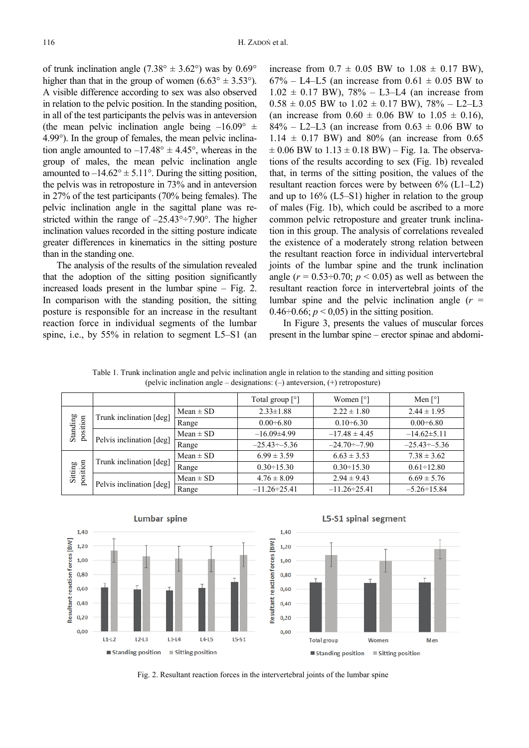of trunk inclination angle (7.38° ± 3.62°) was by 0.69° higher than that in the group of women (6.63° ± 3.53°). A visible difference according to sex was also observed in relation to the pelvic position. In the standing position, in all of the test participants the pelvis was in anteversion (the mean pelvic inclination angle being –16.09° ± 4.99°). In the group of females, the mean pelvic inclination angle amounted to –17.48° ± 4.45°, whereas in the group of males, the mean pelvic inclination angle amounted to –14.62° ± 5.11°. During the sitting position, the pelvis was in retroposture in 73% and in anteversion in 27% of the test participants (70% being females). The pelvic inclination angle in the sagittal plane was restricted within the range of –25.43°÷7.90°. The higher inclination values recorded in the sitting posture indicate greater differences in kinematics in the sitting posture than in the standing one.

The analysis of the results of the simulation revealed that the adoption of the sitting position significantly increased loads present in the lumbar spine – Fig. 2. In comparison with the standing position, the sitting posture is responsible for an increase in the resultant reaction force in individual segments of the lumbar spine, i.e., by 55% in relation to segment L5–S1 (an increase from 0.7 ± 0.05 BW to 1.08 ± 0.17 BW), 67% – L4–L5 (an increase from 0.61 ± 0.05 BW to 1.02 ± 0.17 BW), 78% – L3–L4 (an increase from 0.58 ± 0.05 BW to 1.02 ± 0.17 BW), 78% – L2–L3 (an increase from 0.60 ± 0.06 BW to 1.05 ± 0.16), 84% – L2–L3 (an increase from 0.63 ± 0.06 BW to 1.14 ± 0.17 BW) and 80% (an increase from 0.65 ± 0.06 BW to 1.13 ± 0.18 BW) – Fig. 1a. The observations of the results according to sex (Fig. 1b) revealed that, in terms of the sitting position, the values of the resultant reaction forces were by between 6% (L1–L2) and up to 16% (L5–S1) higher in relation to the group of males (Fig. 1b), which could be ascribed to a more common pelvic retroposture and greater trunk inclination in this group. The analysis of correlations revealed the existence of a moderately strong relation between the resultant reaction force in individual intervertebral joints of the lumbar spine and the trunk inclination angle ($r = 0.53÷0.70$; $p < 0.05$) as well as between the resultant reaction force in intervertebral joints of the lumbar spine and the pelvic inclination angle ($r = 0.46÷0.66$; $p < 0,05$) in the sitting position.

In Figure 3, presents the values of muscular forces present in the lumbar spine – erector spinae and abdomi-

Table 1. Trunk inclination angle and pelvic inclination angle in relation to the standing and sitting position (pelvic inclination angle – designations: (–) anteversion, (+) retroposture)

| | | | Total group [°] | Women [°] | Men [°] |
|---|---|---|---|---|---|
| Standing position | Trunk inclination [deg] | Mean ± SD | 2.33±1.88 | 2.22 ± 1.80 | 2.44 ± 1.95 |
| | | Range | 0.00÷6.80 | 0.10÷6.30 | 0.00÷6.80 |
| | Pelvis inclination [deg] | Mean ± SD | –16.09±4.99 | –17.48 ± 4.45 | –14.62±5.11 |
| | | Range | –25.43÷–5.36 | –24.70÷–7.90 | –25.43÷–5.36 |
| Sitting position | Trunk inclination [deg] | Mean ± SD | 6.99 ± 3.59 | 6.63 ± 3.53 | 7.38 ± 3.62 |
| | | Range | 0.30÷15.30 | 0.30÷15.30 | 0.61÷12.80 |
| | Pelvis inclination [deg] | Mean ± SD | 4.76 ± 8.09 | 2.94 ± 9.43 | 6.69 ± 5.76 |
| | | Range | –11.26÷25.41 | –11.26÷25.41 | –5.26÷15.84 |

Fig. 2. Resultant reaction forces in the intervertebral joints of the lumbar spine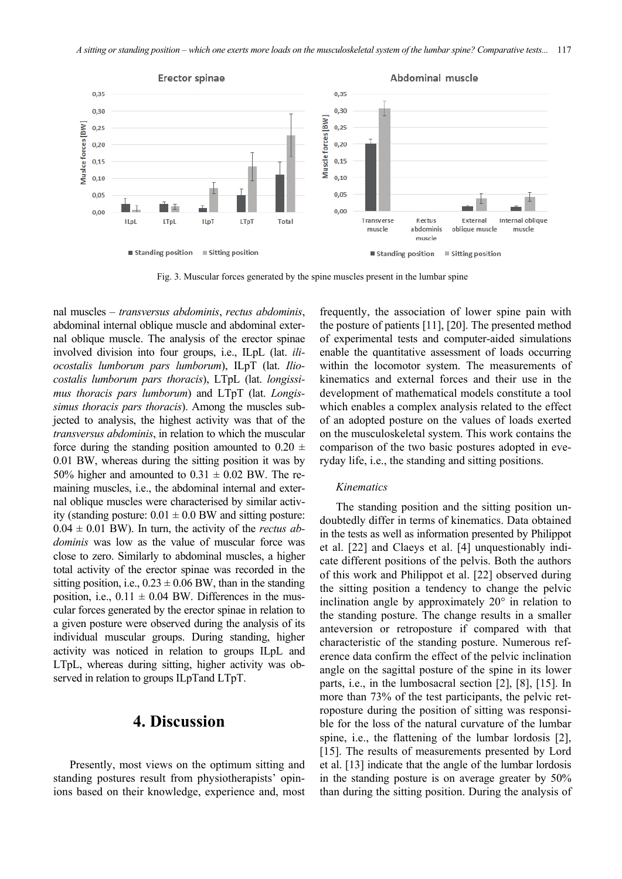Fig. 3. Muscular forces generated by the spine muscles present in the lumbar spine

nal muscles – *transversus abdominis*, *rectus abdominis*, abdominal internal oblique muscle and abdominal external oblique muscle. The analysis of the erector spinae involved division into four groups, i.e., ILpL (lat. *iliocostalis lumborum pars lumborum*), ILpT (lat. *Iliocostalis lumborum pars thoracis*), LTpL (lat. *longissimus thoracis pars lumborum*) and LTpT (lat. *Longissimus thoracis pars thoracis*). Among the muscles subjected to analysis, the highest activity was that of the *transversus abdominis*, in relation to which the muscular force during the standing position amounted to $0.20 \pm 0.01$ BW, whereas during the sitting position it was by 50% higher and amounted to $0.31 \pm 0.02$ BW. The remaining muscles, i.e., the abdominal internal and external oblique muscles were characterised by similar activity (standing posture: $0.01 \pm 0.0$ BW and sitting posture: $0.04 \pm 0.01$ BW). In turn, the activity of the *rectus abdominis* was low as the value of muscular force was close to zero. Similarly to abdominal muscles, a higher total activity of the erector spinae was recorded in the sitting position, i.e., $0.23 \pm 0.06$ BW, than in the standing position, i.e., $0.11 \pm 0.04$ BW. Differences in the muscular forces generated by the erector spinae in relation to a given posture were observed during the analysis of its individual muscular groups. During standing, higher activity was noticed in relation to groups ILpL and LTpL, whereas during sitting, higher activity was observed in relation to groups ILpTand LTpT.

# 4. Discussion

Presently, most views on the optimum sitting and standing postures result from physiotherapists' opinions based on their knowledge, experience and, most frequently, the association of lower spine pain with the posture of patients [11], [20]. The presented method of experimental tests and computer-aided simulations enable the quantitative assessment of loads occurring within the locomotor system. The measurements of kinematics and external forces and their use in the development of mathematical models constitute a tool which enables a complex analysis related to the effect of an adopted posture on the values of loads exerted on the musculoskeletal system. This work contains the comparison of the two basic postures adopted in everyday life, i.e., the standing and sitting positions.

*Kinematics*

The standing position and the sitting position undoubtedly differ in terms of kinematics. Data obtained in the tests as well as information presented by Philippot et al. [22] and Claeys et al. [4] unquestionably indicate different positions of the pelvis. Both the authors of this work and Philippot et al. [22] observed during the sitting position a tendency to change the pelvic inclination angle by approximately 20° in relation to the standing posture. The change results in a smaller anteversion or retroposture if compared with that characteristic of the standing posture. Numerous reference data confirm the effect of the pelvic inclination angle on the sagittal posture of the spine in its lower parts, i.e., in the lumbosacral section [2], [8], [15]. In more than 73% of the test participants, the pelvic retroposture during the position of sitting was responsible for the loss of the natural curvature of the lumbar spine, i.e., the flattening of the lumbar lordosis [2], [15]. The results of measurements presented by Lord et al. [13] indicate that the angle of the lumbar lordosis in the standing posture is on average greater by 50% than during the sitting position. During the analysis of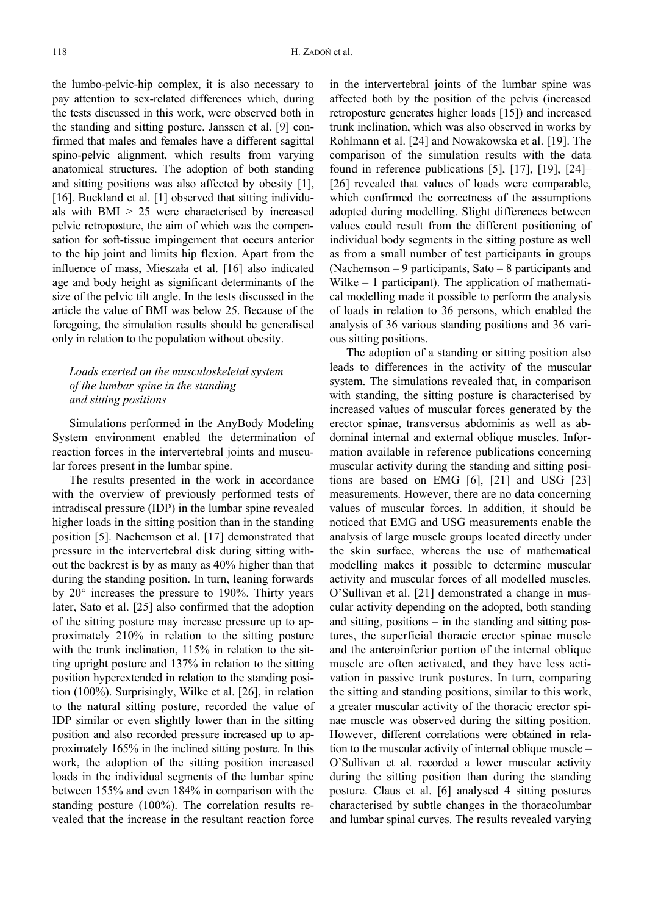the lumbo-pelvic-hip complex, it is also necessary to pay attention to sex-related differences which, during the tests discussed in this work, were observed both in the standing and sitting posture. Janssen et al. [9] confirmed that males and females have a different sagittal spino-pelvic alignment, which results from varying anatomical structures. The adoption of both standing and sitting positions was also affected by obesity [1], [16]. Buckland et al. [1] observed that sitting individuals with BMI > 25 were characterised by increased pelvic retroposture, the aim of which was the compensation for soft-tissue impingement that occurs anterior to the hip joint and limits hip flexion. Apart from the influence of mass, Mieszała et al. [16] also indicated age and body height as significant determinants of the size of the pelvic tilt angle. In the tests discussed in the article the value of BMI was below 25. Because of the foregoing, the simulation results should be generalised only in relation to the population without obesity.

### *Loads exerted on the musculoskeletal system of the lumbar spine in the standing and sitting positions*

Simulations performed in the AnyBody Modeling System environment enabled the determination of reaction forces in the intervertebral joints and muscular forces present in the lumbar spine.

The results presented in the work in accordance with the overview of previously performed tests of intradiscal pressure (IDP) in the lumbar spine revealed higher loads in the sitting position than in the standing position [5]. Nachemson et al. [17] demonstrated that pressure in the intervertebral disk during sitting without the backrest is by as many as 40% higher than that during the standing position. In turn, leaning forwards by 20° increases the pressure to 190%. Thirty years later, Sato et al. [25] also confirmed that the adoption of the sitting posture may increase pressure up to approximately 210% in relation to the sitting posture with the trunk inclination, 115% in relation to the sitting upright posture and 137% in relation to the sitting position hyperextended in relation to the standing position (100%). Surprisingly, Wilke et al. [26], in relation to the natural sitting posture, recorded the value of IDP similar or even slightly lower than in the sitting position and also recorded pressure increased up to approximately 165% in the inclined sitting posture. In this work, the adoption of the sitting position increased loads in the individual segments of the lumbar spine between 155% and even 184% in comparison with the standing posture (100%). The correlation results revealed that the increase in the resultant reaction force in the intervertebral joints of the lumbar spine was affected both by the position of the pelvis (increased retroposture generates higher loads [15]) and increased trunk inclination, which was also observed in works by Rohlmann et al. [24] and Nowakowska et al. [19]. The comparison of the simulation results with the data found in reference publications [5], [17], [19], [24]–[26] revealed that values of loads were comparable, which confirmed the correctness of the assumptions adopted during modelling. Slight differences between values could result from the different positioning of individual body segments in the sitting posture as well as from a small number of test participants in groups (Nachemson – 9 participants, Sato – 8 participants and Wilke – 1 participant). The application of mathematical modelling made it possible to perform the analysis of loads in relation to 36 persons, which enabled the analysis of 36 various standing positions and 36 various sitting positions.

The adoption of a standing or sitting position also leads to differences in the activity of the muscular system. The simulations revealed that, in comparison with standing, the sitting posture is characterised by increased values of muscular forces generated by the erector spinae, transversus abdominis as well as abdominal internal and external oblique muscles. Information available in reference publications concerning muscular activity during the standing and sitting positions are based on EMG [6], [21] and USG [23] measurements. However, there are no data concerning values of muscular forces. In addition, it should be noticed that EMG and USG measurements enable the analysis of large muscle groups located directly under the skin surface, whereas the use of mathematical modelling makes it possible to determine muscular activity and muscular forces of all modelled muscles. O'Sullivan et al. [21] demonstrated a change in muscular activity depending on the adopted, both standing and sitting, positions – in the standing and sitting postures, the superficial thoracic erector spinae muscle and the anteroinferior portion of the internal oblique muscle are often activated, and they have less activation in passive trunk postures. In turn, comparing the sitting and standing positions, similar to this work, a greater muscular activity of the thoracic erector spinae muscle was observed during the sitting position. However, different correlations were obtained in relation to the muscular activity of internal oblique muscle – O'Sullivan et al. recorded a lower muscular activity during the sitting position than during the standing posture. Claus et al. [6] analysed 4 sitting postures characterised by subtle changes in the thoracolumbar and lumbar spinal curves. The results revealed varying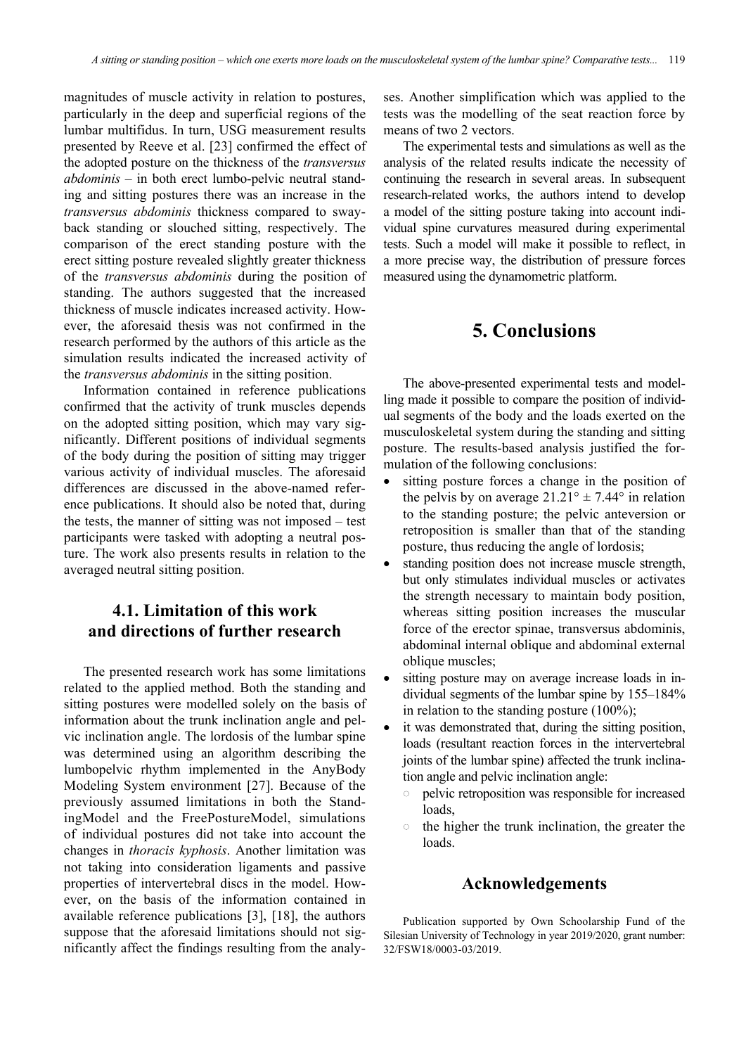magnitudes of muscle activity in relation to postures, particularly in the deep and superficial regions of the lumbar multifidus. In turn, USG measurement results presented by Reeve et al. [23] confirmed the effect of the adopted posture on the thickness of the *transversus abdominis* – in both erect lumbo-pelvic neutral standing and sitting postures there was an increase in the *transversus abdominis* thickness compared to swayback standing or slouched sitting, respectively. The comparison of the erect standing posture with the erect sitting posture revealed slightly greater thickness of the *transversus abdominis* during the position of standing. The authors suggested that the increased thickness of muscle indicates increased activity. However, the aforesaid thesis was not confirmed in the research performed by the authors of this article as the simulation results indicated the increased activity of the *transversus abdominis* in the sitting position.

Information contained in reference publications confirmed that the activity of trunk muscles depends on the adopted sitting position, which may vary significantly. Different positions of individual segments of the body during the position of sitting may trigger various activity of individual muscles. The aforesaid differences are discussed in the above-named reference publications. It should also be noted that, during the tests, the manner of sitting was not imposed – test participants were tasked with adopting a neutral posture. The work also presents results in relation to the averaged neutral sitting position.

### 4.1. Limitation of this work and directions of further research

The presented research work has some limitations related to the applied method. Both the standing and sitting postures were modelled solely on the basis of information about the trunk inclination angle and pelvic inclination angle. The lordosis of the lumbar spine was determined using an algorithm describing the lumbopelvic rhythm implemented in the AnyBody Modeling System environment [27]. Because of the previously assumed limitations in both the StandingModel and the FreePostureModel, simulations of individual postures did not take into account the changes in *thoracis kyphosis*. Another limitation was not taking into consideration ligaments and passive properties of intervertebral discs in the model. However, on the basis of the information contained in available reference publications [3], [18], the authors suppose that the aforesaid limitations should not significantly affect the findings resulting from the analyses. Another simplification which was applied to the tests was the modelling of the seat reaction force by means of two 2 vectors.

The experimental tests and simulations as well as the analysis of the related results indicate the necessity of continuing the research in several areas. In subsequent research-related works, the authors intend to develop a model of the sitting posture taking into account individual spine curvatures measured during experimental tests. Such a model will make it possible to reflect, in a more precise way, the distribution of pressure forces measured using the dynamometric platform.

## 5. Conclusions

The above-presented experimental tests and modelling made it possible to compare the position of individual segments of the body and the loads exerted on the musculoskeletal system during the standing and sitting posture. The results-based analysis justified the formulation of the following conclusions:

- sitting posture forces a change in the position of the pelvis by on average $21.21° \pm 7.44°$ in relation to the standing posture; the pelvic anteversion or retroposition is smaller than that of the standing posture, thus reducing the angle of lordosis;
- standing position does not increase muscle strength, but only stimulates individual muscles or activates the strength necessary to maintain body position, whereas sitting position increases the muscular force of the erector spinae, transversus abdominis, abdominal internal oblique and abdominal external oblique muscles;
- sitting posture may on average increase loads in individual segments of the lumbar spine by 155–184% in relation to the standing posture (100%);
- it was demonstrated that, during the sitting position, loads (resultant reaction forces in the intervertebral joints of the lumbar spine) affected the trunk inclination angle and pelvic inclination angle:
  - pelvic retroposition was responsible for increased loads,
  - the higher the trunk inclination, the greater the loads.

## Acknowledgements

Publication supported by Own Schoolarship Fund of the Silesian University of Technology in year 2019/2020, grant number: 32/FSW18/0003-03/2019.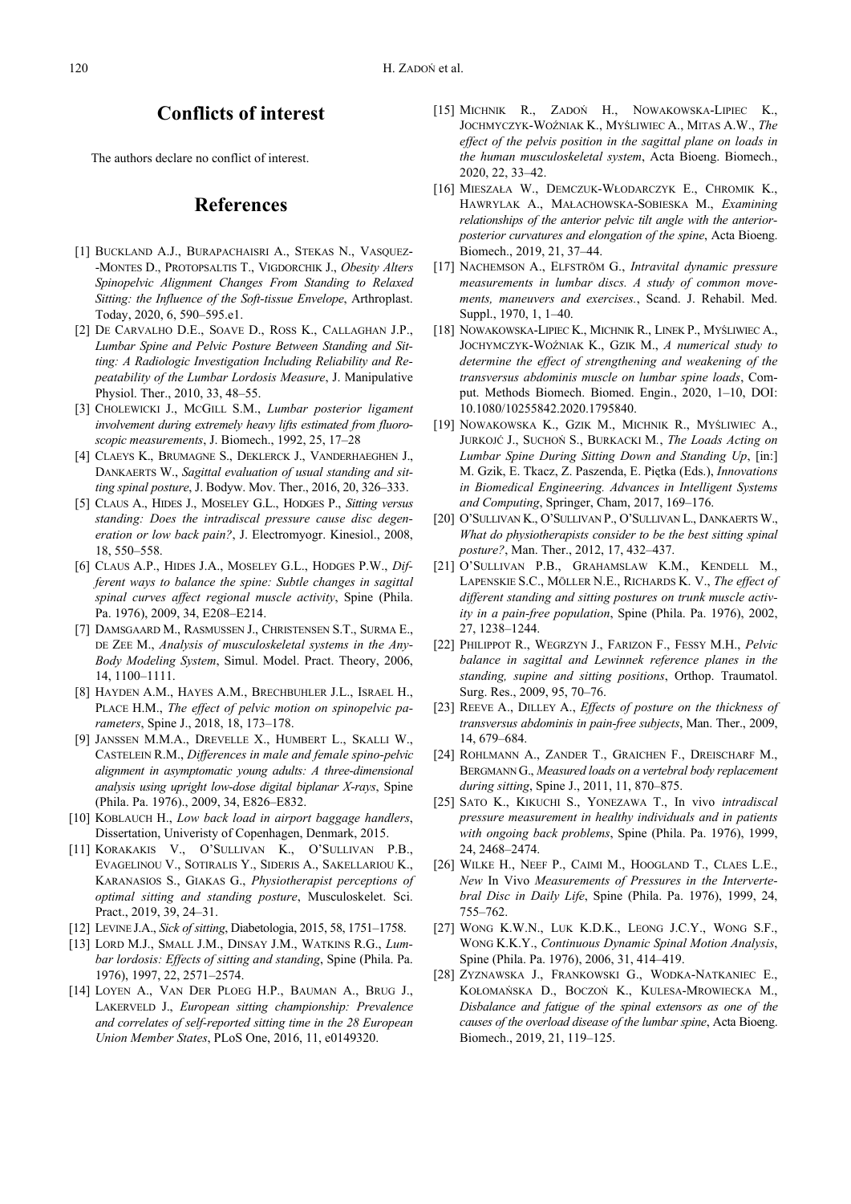## Conflicts of interest

The authors declare no conflict of interest.

## References

[1] BUCKLAND A.J., BURAPACHAISRI A., STEKAS N., VASQUEZ--MONTES D., PROTOPSALTIS T., VIGDORCHIK J., *Obesity Alters Spinopelvic Alignment Changes From Standing to Relaxed Sitting: the Influence of the Soft-tissue Envelope*, Arthroplast. Today, 2020, 6, 590–595.e1.

[2] DE CARVALHO D.E., SOAVE D., ROSS K., CALLAGHAN J.P., *Lumbar Spine and Pelvic Posture Between Standing and Sitting: A Radiologic Investigation Including Reliability and Repeatability of the Lumbar Lordosis Measure*, J. Manipulative Physiol. Ther., 2010, 33, 48–55.

[3] CHOLEWICKI J., MCGILL S.M., *Lumbar posterior ligament involvement during extremely heavy lifts estimated from fluoroscopic measurements*, J. Biomech., 1992, 25, 17–28

[4] CLAEYS K., BRUMAGNE S., DEKLERCK J., VANDERHAEGHEN J., DANKAERTS W., *Sagittal evaluation of usual standing and sitting spinal posture*, J. Bodyw. Mov. Ther., 2016, 20, 326–333.

[5] CLAUS A., HIDES J., MOSELEY G.L., HODGES P., *Sitting versus standing: Does the intradiscal pressure cause disc degeneration or low back pain?*, J. Electromyogr. Kinesiol., 2008, 18, 550–558.

[6] CLAUS A.P., HIDES J.A., MOSELEY G.L., HODGES P.W., *Different ways to balance the spine: Subtle changes in sagittal spinal curves affect regional muscle activity*, Spine (Phila. Pa. 1976), 2009, 34, E208–E214.

[7] DAMSGAARD M., RASMUSSEN J., CHRISTENSEN S.T., SURMA E., DE ZEE M., *Analysis of musculoskeletal systems in the Any-Body Modeling System*, Simul. Model. Pract. Theory, 2006, 14, 1100–1111.

[8] HAYDEN A.M., HAYES A.M., BRECHBUHLER J.L., ISRAEL H., PLACE H.M., *The effect of pelvic motion on spinopelvic parameters*, Spine J., 2018, 18, 173–178.

[9] JANSSEN M.M.A., DREVELLE X., HUMBERT L., SKALLI W., CASTELEIN R.M., *Differences in male and female spino-pelvic alignment in asymptomatic young adults: A three-dimensional analysis using upright low-dose digital biplanar X-rays*, Spine (Phila. Pa. 1976)., 2009, 34, E826–E832.

[10] KOBLAUCH H., *Low back load in airport baggage handlers*, Dissertation, Univeristy of Copenhagen, Denmark, 2015.

[11] KORAKAKIS V., O'SULLIVAN K., O'SULLIVAN P.B., EVAGELINOU V., SOTIRALIS Y., SIDERIS A., SAKELLARIOU K., KARANASIOS S., GIAKAS G., *Physiotherapist perceptions of optimal sitting and standing posture*, Musculoskelet. Sci. Pract., 2019, 39, 24–31.

[12] LEVINE J.A., *Sick of sitting*, Diabetologia, 2015, 58, 1751–1758.

[13] LORD M.J., SMALL J.M., DINSAY J.M., WATKINS R.G., *Lumbar lordosis: Effects of sitting and standing*, Spine (Phila. Pa. 1976), 1997, 22, 2571–2574.

[14] LOYEN A., VAN DER PLOEG H.P., BAUMAN A., BRUG J., LAKERVELD J., *European sitting championship: Prevalence and correlates of self-reported sitting time in the 28 European Union Member States*, PLoS One, 2016, 11, e0149320.

[15] MICHNIK R., ZADOŃ H., NOWAKOWSKA-LIPIEC K., JOCHMYCZYK-WOŹNIAK K., MYŚLIWIEC A., MITAS A.W., *The effect of the pelvis position in the sagittal plane on loads in the human musculoskeletal system*, Acta Bioeng. Biomech., 2020, 22, 33–42.

[16] MIESZAŁA W., DEMCZUK-WŁODARCZYK E., CHROMIK K., HAWRYLAK A., MAŁACHOWSKA-SOBIESKA M., *Examining relationships of the anterior pelvic tilt angle with the anterior-posterior curvatures and elongation of the spine*, Acta Bioeng. Biomech., 2019, 21, 37–44.

[17] NACHEMSON A., ELFSTRÖM G., *Intravital dynamic pressure measurements in lumbar discs. A study of common movements, maneuvers and exercises.*, Scand. J. Rehabil. Med. Suppl., 1970, 1, 1–40.

[18] NOWAKOWSKA-LIPIEC K., MICHNIK R., LINEK P., MYŚLIWIEC A., JOCHYMCZYK-WOŹNIAK K., GZIK M., *A numerical study to determine the effect of strengthening and weakening of the transversus abdominis muscle on lumbar spine loads*, Comput. Methods Biomech. Biomed. Engin., 2020, 1–10, DOI: 10.1080/10255842.2020.1795840.

[19] NOWAKOWSKA K., GZIK M., MICHNIK R., MYŚLIWIEC A., JURKOJĆ J., SUCHOŃ S., BURKACKI M., *The Loads Acting on Lumbar Spine During Sitting Down and Standing Up*, [in:] M. Gzik, E. Tkacz, Z. Paszenda, E. Piętka (Eds.), *Innovations in Biomedical Engineering. Advances in Intelligent Systems and Computing*, Springer, Cham, 2017, 169–176.

[20] O'SULLIVAN K., O'SULLIVAN P., O'SULLIVAN L., DANKAERTS W., *What do physiotherapists consider to be the best sitting spinal posture?*, Man. Ther., 2012, 17, 432–437.

[21] O'SULLIVAN P.B., GRAHAMSLAW K.M., KENDELL M., LAPENSKIE S.C., MÖLLER N.E., RICHARDS K. V., *The effect of different standing and sitting postures on trunk muscle activity in a pain-free population*, Spine (Phila. Pa. 1976), 2002, 27, 1238–1244.

[22] PHILIPPOT R., WEGRZYN J., FARIZON F., FESSY M.H., *Pelvic balance in sagittal and Lewinnek reference planes in the standing, supine and sitting positions*, Orthop. Traumatol. Surg. Res., 2009, 95, 70–76.

[23] REEVE A., DILLEY A., *Effects of posture on the thickness of transversus abdominis in pain-free subjects*, Man. Ther., 2009, 14, 679–684.

[24] ROHLMANN A., ZANDER T., GRAICHEN F., DREISCHARF M., BERGMANN G., *Measured loads on a vertebral body replacement during sitting*, Spine J., 2011, 11, 870–875.

[25] SATO K., KIKUCHI S., YONEZAWA T., In vivo *intradiscal pressure measurement in healthy individuals and in patients with ongoing back problems*, Spine (Phila. Pa. 1976), 1999, 24, 2468–2474.

[26] WILKE H., NEEF P., CAIMI M., HOOGLAND T., CLAES L.E., *New* In Vivo *Measurements of Pressures in the Intervertebral Disc in Daily Life*, Spine (Phila. Pa. 1976), 1999, 24, 755–762.

[27] WONG K.W.N., LUK K.D.K., LEONG J.C.Y., WONG S.F., WONG K.K.Y., *Continuous Dynamic Spinal Motion Analysis*, Spine (Phila. Pa. 1976), 2006, 31, 414–419.

[28] ZYZNAWSKA J., FRANKOWSKI G., WODKA-NATKANIEC E., KOŁOMAŃSKA D., BOCZOŃ K., KULESA-MROWIECKA M., *Disbalance and fatigue of the spinal extensors as one of the causes of the overload disease of the lumbar spine*, Acta Bioeng. Biomech., 2019, 21, 119–125.